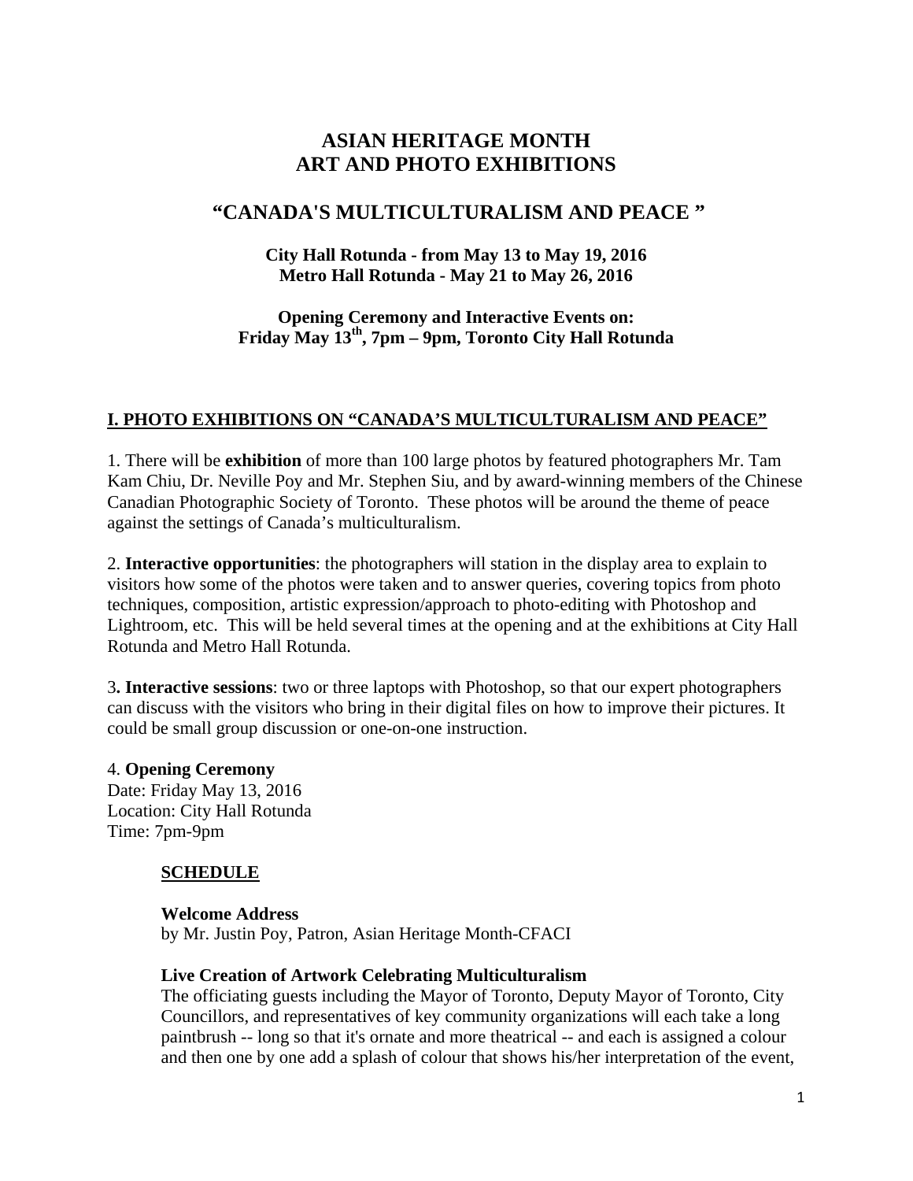# ASIAN HERITAGE MONTH
# ART AND PHOTO EXHIBITIONS

## "CANADA'S MULTICULTURALISM AND PEACE "

**City Hall Rotunda - from May 13 to May 19, 2016**
**Metro Hall Rotunda - May 21 to May 26, 2016**

**Opening Ceremony and Interactive Events on:**
**Friday May 13th, 7pm – 9pm, Toronto City Hall Rotunda**

## I. PHOTO EXHIBITIONS ON "CANADA'S MULTICULTURALISM AND PEACE"

1. There will be **exhibition** of more than 100 large photos by featured photographers Mr. Tam Kam Chiu, Dr. Neville Poy and Mr. Stephen Siu, and by award-winning members of the Chinese Canadian Photographic Society of Toronto. These photos will be around the theme of peace against the settings of Canada's multiculturalism.

2. **Interactive opportunities**: the photographers will station in the display area to explain to visitors how some of the photos were taken and to answer queries, covering topics from photo techniques, composition, artistic expression/approach to photo-editing with Photoshop and Lightroom, etc. This will be held several times at the opening and at the exhibitions at City Hall Rotunda and Metro Hall Rotunda.

3. **Interactive sessions**: two or three laptops with Photoshop, so that our expert photographers can discuss with the visitors who bring in their digital files on how to improve their pictures. It could be small group discussion or one-on-one instruction.

4. **Opening Ceremony**
Date: Friday May 13, 2016
Location: City Hall Rotunda
Time: 7pm-9pm

**SCHEDULE**

**Welcome Address**
by Mr. Justin Poy, Patron, Asian Heritage Month-CFACI

**Live Creation of Artwork Celebrating Multiculturalism**
The officiating guests including the Mayor of Toronto, Deputy Mayor of Toronto, City Councillors, and representatives of key community organizations will each take a long paintbrush -- long so that it's ornate and more theatrical -- and each is assigned a colour and then one by one add a splash of colour that shows his/her interpretation of the event,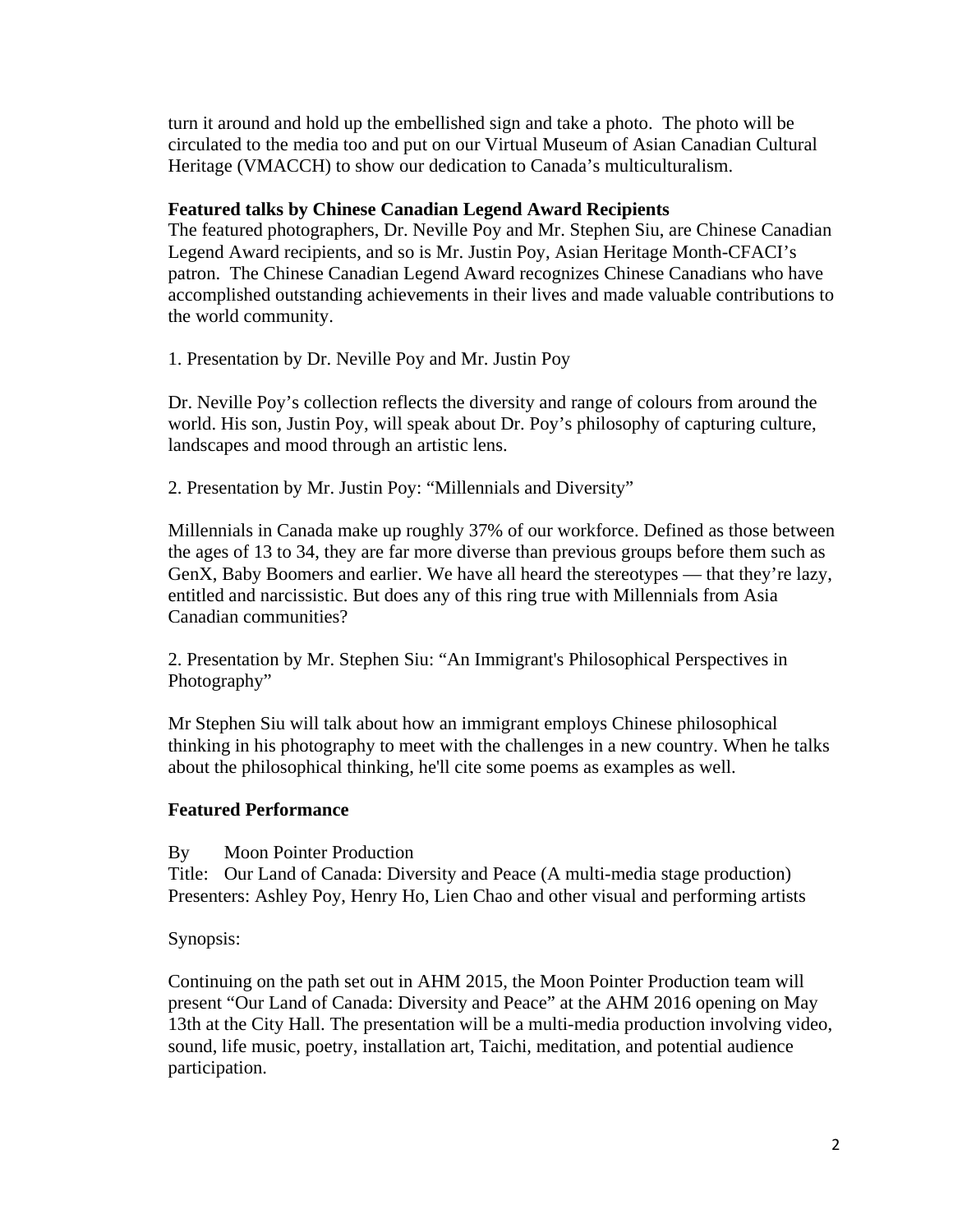turn it around and hold up the embellished sign and take a photo. The photo will be circulated to the media too and put on our Virtual Museum of Asian Canadian Cultural Heritage (VMACCH) to show our dedication to Canada's multiculturalism.

**Featured talks by Chinese Canadian Legend Award Recipients**

The featured photographers, Dr. Neville Poy and Mr. Stephen Siu, are Chinese Canadian Legend Award recipients, and so is Mr. Justin Poy, Asian Heritage Month-CFACI's patron. The Chinese Canadian Legend Award recognizes Chinese Canadians who have accomplished outstanding achievements in their lives and made valuable contributions to the world community.

1. Presentation by Dr. Neville Poy and Mr. Justin Poy

Dr. Neville Poy's collection reflects the diversity and range of colours from around the world. His son, Justin Poy, will speak about Dr. Poy's philosophy of capturing culture, landscapes and mood through an artistic lens.

2. Presentation by Mr. Justin Poy: "Millennials and Diversity"

Millennials in Canada make up roughly 37% of our workforce. Defined as those between the ages of 13 to 34, they are far more diverse than previous groups before them such as GenX, Baby Boomers and earlier. We have all heard the stereotypes — that they're lazy, entitled and narcissistic. But does any of this ring true with Millennials from Asia Canadian communities?

2. Presentation by Mr. Stephen Siu: "An Immigrant's Philosophical Perspectives in Photography"

Mr Stephen Siu will talk about how an immigrant employs Chinese philosophical thinking in his photography to meet with the challenges in a new country. When he talks about the philosophical thinking, he'll cite some poems as examples as well.

**Featured Performance**

By Moon Pointer Production
Title: Our Land of Canada: Diversity and Peace (A multi-media stage production)
Presenters: Ashley Poy, Henry Ho, Lien Chao and other visual and performing artists

Synopsis:

Continuing on the path set out in AHM 2015, the Moon Pointer Production team will present "Our Land of Canada: Diversity and Peace" at the AHM 2016 opening on May 13th at the City Hall. The presentation will be a multi-media production involving video, sound, life music, poetry, installation art, Taichi, meditation, and potential audience participation.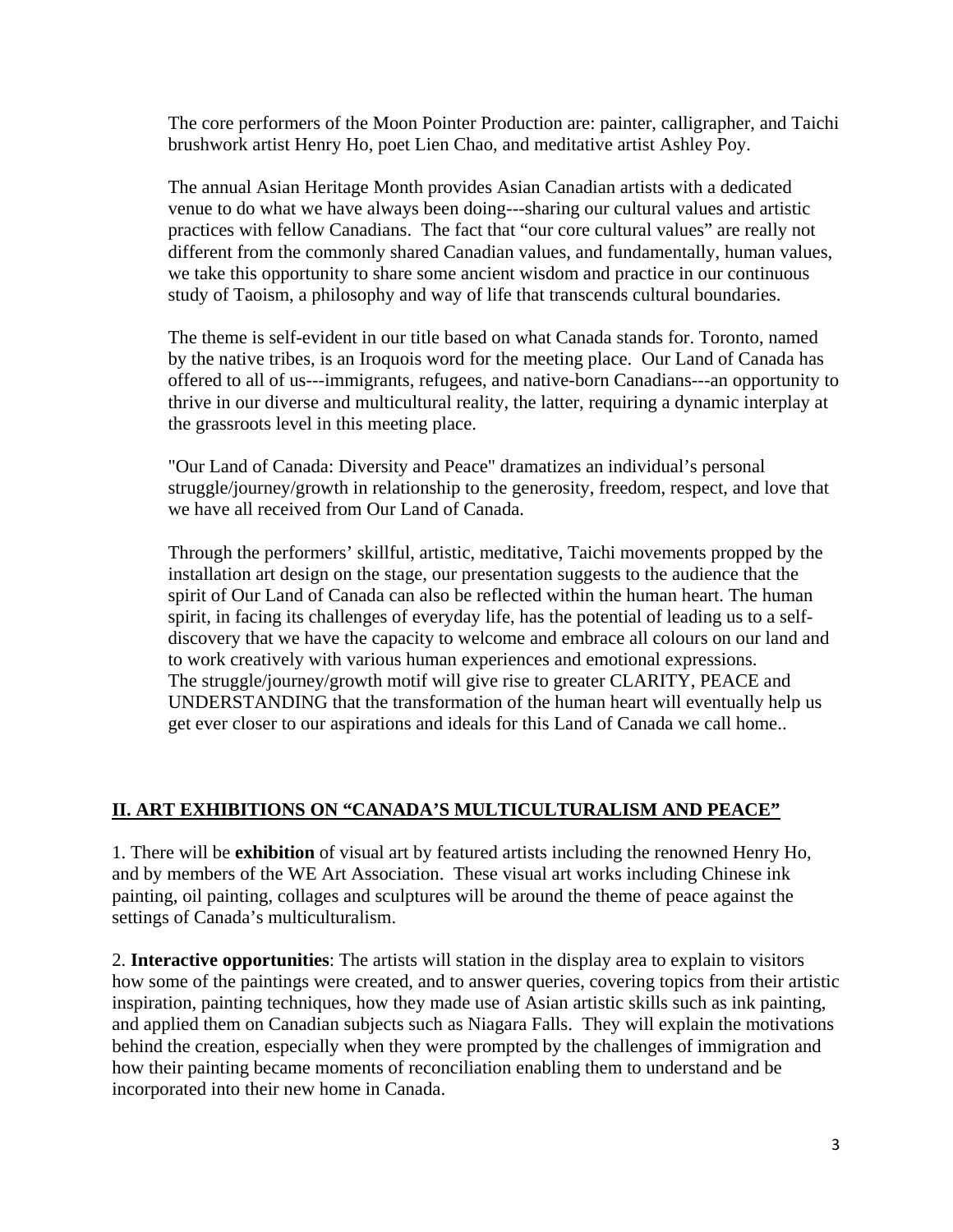The core performers of the Moon Pointer Production are: painter, calligrapher, and Taichi brushwork artist Henry Ho, poet Lien Chao, and meditative artist Ashley Poy.

The annual Asian Heritage Month provides Asian Canadian artists with a dedicated venue to do what we have always been doing---sharing our cultural values and artistic practices with fellow Canadians. The fact that "our core cultural values" are really not different from the commonly shared Canadian values, and fundamentally, human values, we take this opportunity to share some ancient wisdom and practice in our continuous study of Taoism, a philosophy and way of life that transcends cultural boundaries.

The theme is self-evident in our title based on what Canada stands for. Toronto, named by the native tribes, is an Iroquois word for the meeting place. Our Land of Canada has offered to all of us---immigrants, refugees, and native-born Canadians---an opportunity to thrive in our diverse and multicultural reality, the latter, requiring a dynamic interplay at the grassroots level in this meeting place.

"Our Land of Canada: Diversity and Peace" dramatizes an individual's personal struggle/journey/growth in relationship to the generosity, freedom, respect, and love that we have all received from Our Land of Canada.

Through the performers' skillful, artistic, meditative, Taichi movements propped by the installation art design on the stage, our presentation suggests to the audience that the spirit of Our Land of Canada can also be reflected within the human heart. The human spirit, in facing its challenges of everyday life, has the potential of leading us to a self-discovery that we have the capacity to welcome and embrace all colours on our land and to work creatively with various human experiences and emotional expressions. The struggle/journey/growth motif will give rise to greater CLARITY, PEACE and UNDERSTANDING that the transformation of the human heart will eventually help us get ever closer to our aspirations and ideals for this Land of Canada we call home..

## II. ART EXHIBITIONS ON "CANADA'S MULTICULTURALISM AND PEACE"

1. There will be **exhibition** of visual art by featured artists including the renowned Henry Ho, and by members of the WE Art Association. These visual art works including Chinese ink painting, oil painting, collages and sculptures will be around the theme of peace against the settings of Canada's multiculturalism.

2. **Interactive opportunities**: The artists will station in the display area to explain to visitors how some of the paintings were created, and to answer queries, covering topics from their artistic inspiration, painting techniques, how they made use of Asian artistic skills such as ink painting, and applied them on Canadian subjects such as Niagara Falls. They will explain the motivations behind the creation, especially when they were prompted by the challenges of immigration and how their painting became moments of reconciliation enabling them to understand and be incorporated into their new home in Canada.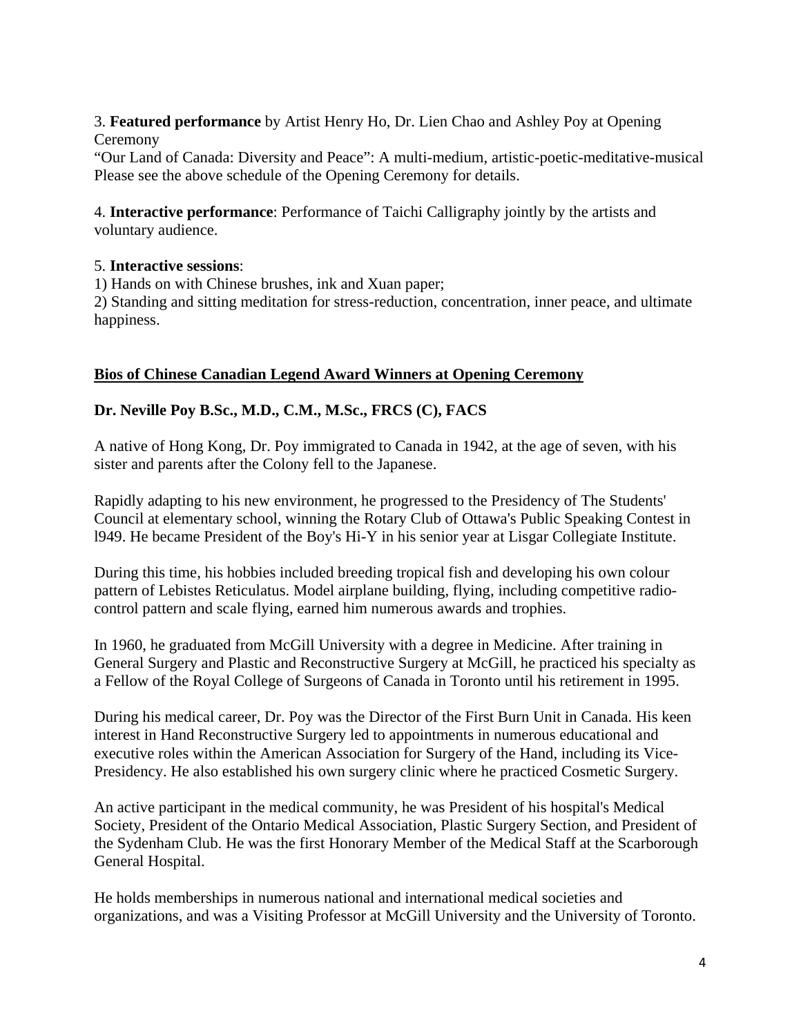3. **Featured performance** by Artist Henry Ho, Dr. Lien Chao and Ashley Poy at Opening Ceremony

"Our Land of Canada: Diversity and Peace": A multi-medium, artistic-poetic-meditative-musical

Please see the above schedule of the Opening Ceremony for details.

4. **Interactive performance**: Performance of Taichi Calligraphy jointly by the artists and voluntary audience.

5. **Interactive sessions**:

1) Hands on with Chinese brushes, ink and Xuan paper;

2) Standing and sitting meditation for stress-reduction, concentration, inner peace, and ultimate happiness.

## Bios of Chinese Canadian Legend Award Winners at Opening Ceremony

### Dr. Neville Poy B.Sc., M.D., C.M., M.Sc., FRCS (C), FACS

A native of Hong Kong, Dr. Poy immigrated to Canada in 1942, at the age of seven, with his sister and parents after the Colony fell to the Japanese.

Rapidly adapting to his new environment, he progressed to the Presidency of The Students' Council at elementary school, winning the Rotary Club of Ottawa's Public Speaking Contest in l949. He became President of the Boy's Hi-Y in his senior year at Lisgar Collegiate Institute.

During this time, his hobbies included breeding tropical fish and developing his own colour pattern of Lebistes Reticulatus. Model airplane building, flying, including competitive radio-control pattern and scale flying, earned him numerous awards and trophies.

In 1960, he graduated from McGill University with a degree in Medicine. After training in General Surgery and Plastic and Reconstructive Surgery at McGill, he practiced his specialty as a Fellow of the Royal College of Surgeons of Canada in Toronto until his retirement in 1995.

During his medical career, Dr. Poy was the Director of the First Burn Unit in Canada. His keen interest in Hand Reconstructive Surgery led to appointments in numerous educational and executive roles within the American Association for Surgery of the Hand, including its Vice-Presidency. He also established his own surgery clinic where he practiced Cosmetic Surgery.

An active participant in the medical community, he was President of his hospital's Medical Society, President of the Ontario Medical Association, Plastic Surgery Section, and President of the Sydenham Club. He was the first Honorary Member of the Medical Staff at the Scarborough General Hospital.

He holds memberships in numerous national and international medical societies and organizations, and was a Visiting Professor at McGill University and the University of Toronto.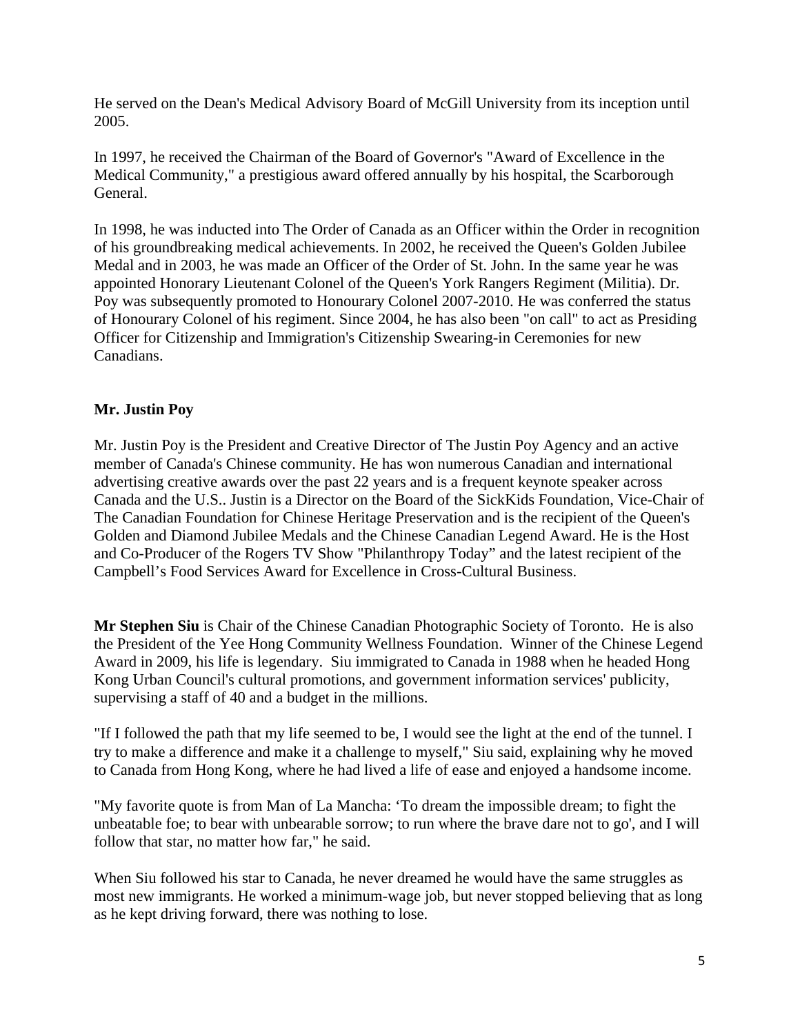He served on the Dean's Medical Advisory Board of McGill University from its inception until 2005.

In 1997, he received the Chairman of the Board of Governor's "Award of Excellence in the Medical Community," a prestigious award offered annually by his hospital, the Scarborough General.

In 1998, he was inducted into The Order of Canada as an Officer within the Order in recognition of his groundbreaking medical achievements. In 2002, he received the Queen's Golden Jubilee Medal and in 2003, he was made an Officer of the Order of St. John. In the same year he was appointed Honorary Lieutenant Colonel of the Queen's York Rangers Regiment (Militia). Dr. Poy was subsequently promoted to Honourary Colonel 2007-2010. He was conferred the status of Honourary Colonel of his regiment. Since 2004, he has also been "on call" to act as Presiding Officer for Citizenship and Immigration's Citizenship Swearing-in Ceremonies for new Canadians.

**Mr. Justin Poy**

Mr. Justin Poy is the President and Creative Director of The Justin Poy Agency and an active member of Canada's Chinese community. He has won numerous Canadian and international advertising creative awards over the past 22 years and is a frequent keynote speaker across Canada and the U.S.. Justin is a Director on the Board of the SickKids Foundation, Vice-Chair of The Canadian Foundation for Chinese Heritage Preservation and is the recipient of the Queen's Golden and Diamond Jubilee Medals and the Chinese Canadian Legend Award. He is the Host and Co-Producer of the Rogers TV Show "Philanthropy Today" and the latest recipient of the Campbell's Food Services Award for Excellence in Cross-Cultural Business.

**Mr Stephen Siu** is Chair of the Chinese Canadian Photographic Society of Toronto. He is also the President of the Yee Hong Community Wellness Foundation. Winner of the Chinese Legend Award in 2009, his life is legendary. Siu immigrated to Canada in 1988 when he headed Hong Kong Urban Council's cultural promotions, and government information services' publicity, supervising a staff of 40 and a budget in the millions.

"If I followed the path that my life seemed to be, I would see the light at the end of the tunnel. I try to make a difference and make it a challenge to myself," Siu said, explaining why he moved to Canada from Hong Kong, where he had lived a life of ease and enjoyed a handsome income.

"My favorite quote is from Man of La Mancha: 'To dream the impossible dream; to fight the unbeatable foe; to bear with unbearable sorrow; to run where the brave dare not to go', and I will follow that star, no matter how far," he said.

When Siu followed his star to Canada, he never dreamed he would have the same struggles as most new immigrants. He worked a minimum-wage job, but never stopped believing that as long as he kept driving forward, there was nothing to lose.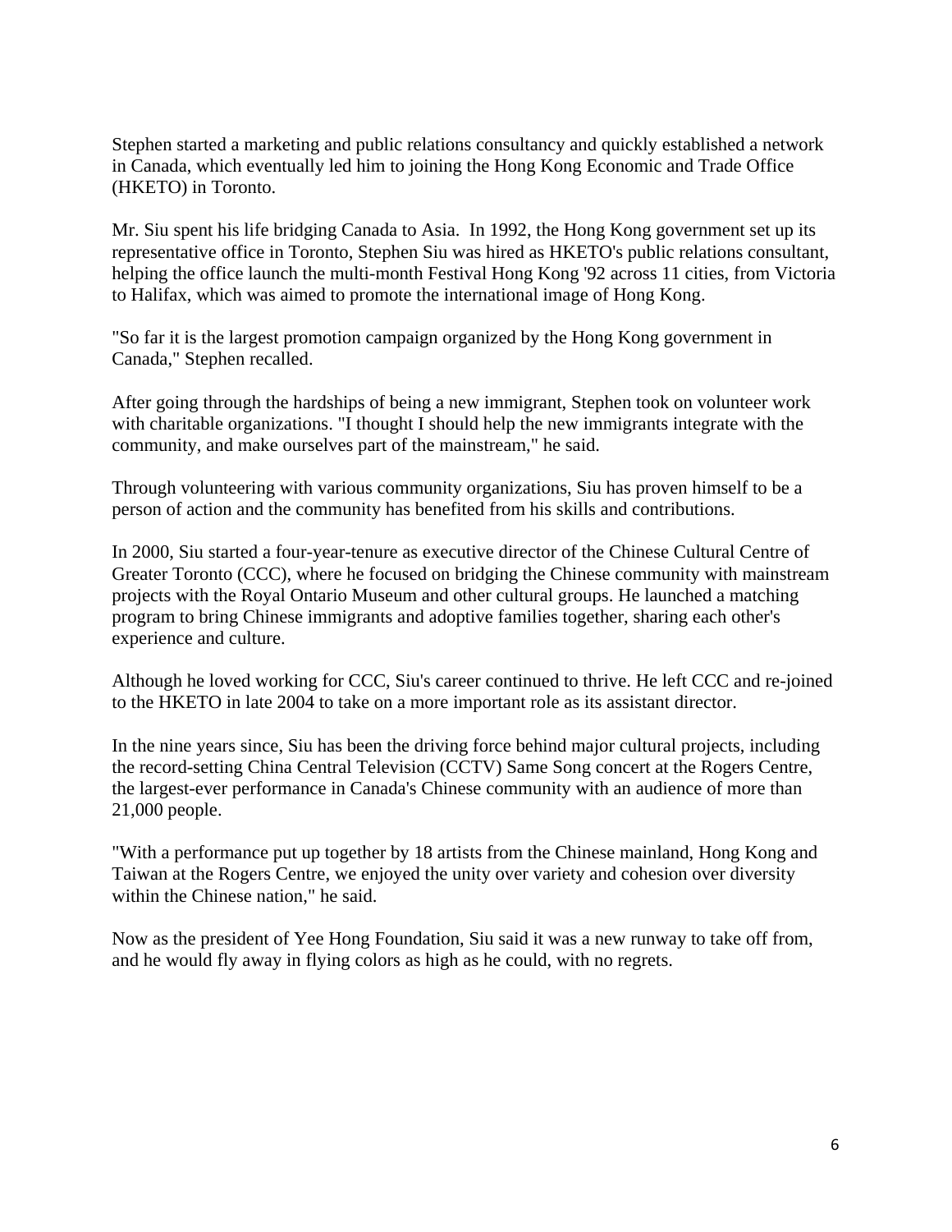Stephen started a marketing and public relations consultancy and quickly established a network in Canada, which eventually led him to joining the Hong Kong Economic and Trade Office (HKETO) in Toronto.

Mr. Siu spent his life bridging Canada to Asia. In 1992, the Hong Kong government set up its representative office in Toronto, Stephen Siu was hired as HKETO's public relations consultant, helping the office launch the multi-month Festival Hong Kong '92 across 11 cities, from Victoria to Halifax, which was aimed to promote the international image of Hong Kong.

"So far it is the largest promotion campaign organized by the Hong Kong government in Canada," Stephen recalled.

After going through the hardships of being a new immigrant, Stephen took on volunteer work with charitable organizations. "I thought I should help the new immigrants integrate with the community, and make ourselves part of the mainstream," he said.

Through volunteering with various community organizations, Siu has proven himself to be a person of action and the community has benefited from his skills and contributions.

In 2000, Siu started a four-year-tenure as executive director of the Chinese Cultural Centre of Greater Toronto (CCC), where he focused on bridging the Chinese community with mainstream projects with the Royal Ontario Museum and other cultural groups. He launched a matching program to bring Chinese immigrants and adoptive families together, sharing each other's experience and culture.

Although he loved working for CCC, Siu's career continued to thrive. He left CCC and re-joined to the HKETO in late 2004 to take on a more important role as its assistant director.

In the nine years since, Siu has been the driving force behind major cultural projects, including the record-setting China Central Television (CCTV) Same Song concert at the Rogers Centre, the largest-ever performance in Canada's Chinese community with an audience of more than 21,000 people.

"With a performance put up together by 18 artists from the Chinese mainland, Hong Kong and Taiwan at the Rogers Centre, we enjoyed the unity over variety and cohesion over diversity within the Chinese nation," he said.

Now as the president of Yee Hong Foundation, Siu said it was a new runway to take off from, and he would fly away in flying colors as high as he could, with no regrets.